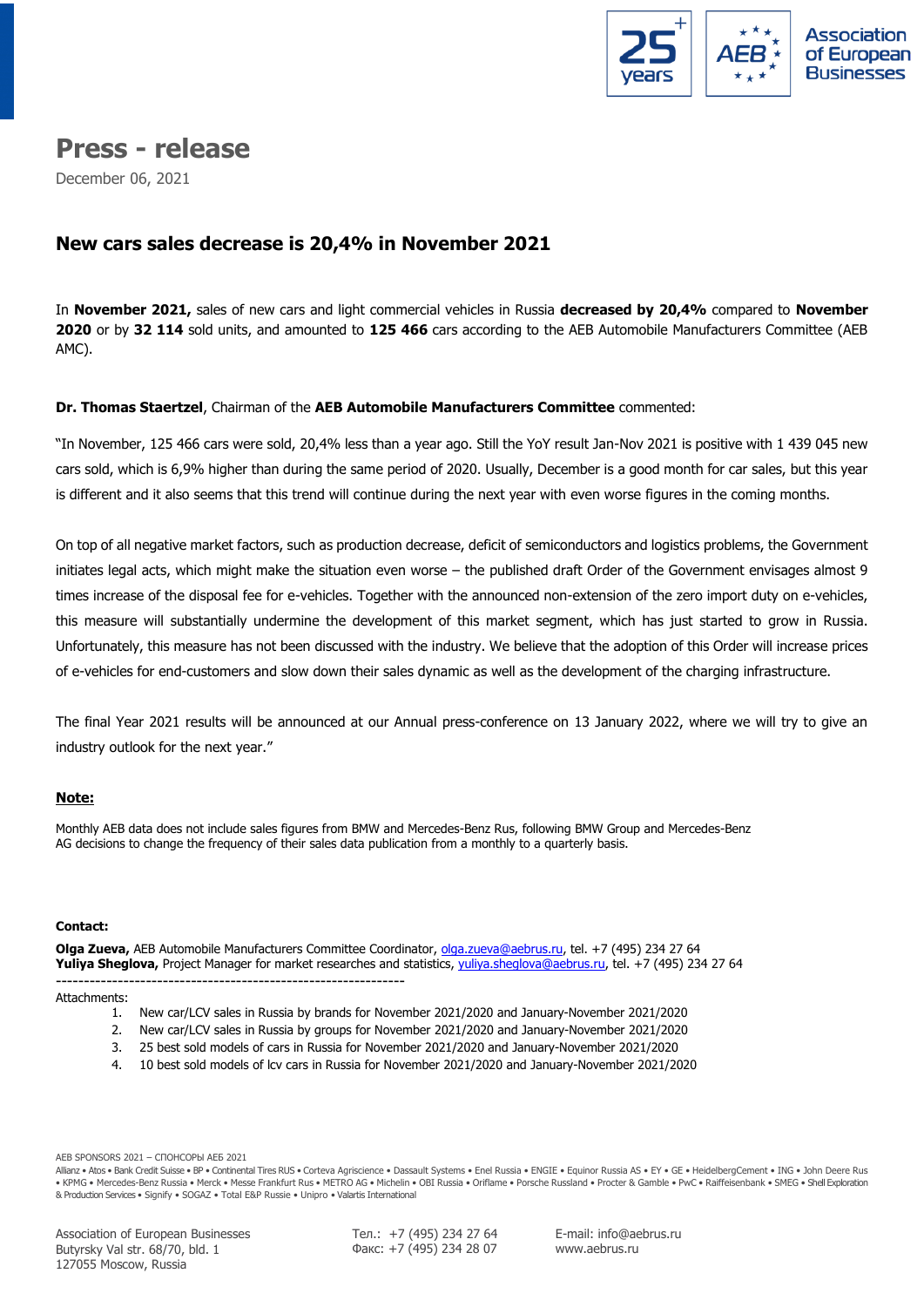# Press - release

December 06, 2021

## New cars sales decrease is 20,4% in November 2021

In **November 2021,** sales of new cars and light commercial vehicles in Russia **decreased by 20,4%** compared to **November 2020** or by **32 114** sold units, and amounted to **125 466** cars according to the AEB Automobile Manufacturers Committee (AEB AMC).

**Dr. Thomas Staertzel**, Chairman of the **AEB Automobile Manufacturers Committee** commented:

"In November, 125 466 cars were sold, 20,4% less than a year ago. Still the YoY result Jan-Nov 2021 is positive with 1 439 045 new cars sold, which is 6,9% higher than during the same period of 2020. Usually, December is a good month for car sales, but this year is different and it also seems that this trend will continue during the next year with even worse figures in the coming months.

On top of all negative market factors, such as production decrease, deficit of semiconductors and logistics problems, the Government initiates legal acts, which might make the situation even worse – the published draft Order of the Government envisages almost 9 times increase of the disposal fee for e-vehicles. Together with the announced non-extension of the zero import duty on e-vehicles, this measure will substantially undermine the development of this market segment, which has just started to grow in Russia. Unfortunately, this measure has not been discussed with the industry. We believe that the adoption of this Order will increase prices of e-vehicles for end-customers and slow down their sales dynamic as well as the development of the charging infrastructure.

The final Year 2021 results will be announced at our Annual press-conference on 13 January 2022, where we will try to give an industry outlook for the next year."

**Note:**

Monthly AEB data does not include sales figures from BMW and Mercedes-Benz Rus, following BMW Group and Mercedes-Benz AG decisions to change the frequency of their sales data publication from a monthly to a quarterly basis.

**Contact:**

**Olga Zueva,** AEB Automobile Manufacturers Committee Coordinator, olga.zueva@aebrus.ru, tel. +7 (495) 234 27 64
**Yuliya Sheglova,** Project Manager for market researches and statistics, yuliya.sheglova@aebrus.ru, tel. +7 (495) 234 27 64

---

Attachments:

1. New car/LCV sales in Russia by brands for November 2021/2020 and January-November 2021/2020
2. New car/LCV sales in Russia by groups for November 2021/2020 and January-November 2021/2020
3. 25 best sold models of cars in Russia for November 2021/2020 and January-November 2021/2020
4. 10 best sold models of lcv cars in Russia for November 2021/2020 and January-November 2021/2020

AEB SPONSORS 2021 – СПОНСОРЫ АЕБ 2021
Allianz • Atos • Bank Credit Suisse • BP • Continental Tires RUS • Corteva Agriscience • Dassault Systems • Enel Russia • ENGIE • Equinor Russia AS • EY • GE • HeidelbergCement • ING • John Deere Rus • KPMG • Mercedes-Benz Russia • Merck • Messe Frankfurt Rus • METRO AG • Michelin • OBI Russia • Oriflame • Porsche Russland • Procter & Gamble • PwC • Raiffeisenbank • SMEG • Shell Exploration & Production Services • Signify • SOGAZ • Total E&P Russie • Unipro • Valartis International

Association of European Businesses
Butyrsky Val str. 68/70, bld. 1
127055 Moscow, Russia

Тел.: +7 (495) 234 27 64
Факс: +7 (495) 234 28 07

E-mail: info@aebrus.ru
www.aebrus.ru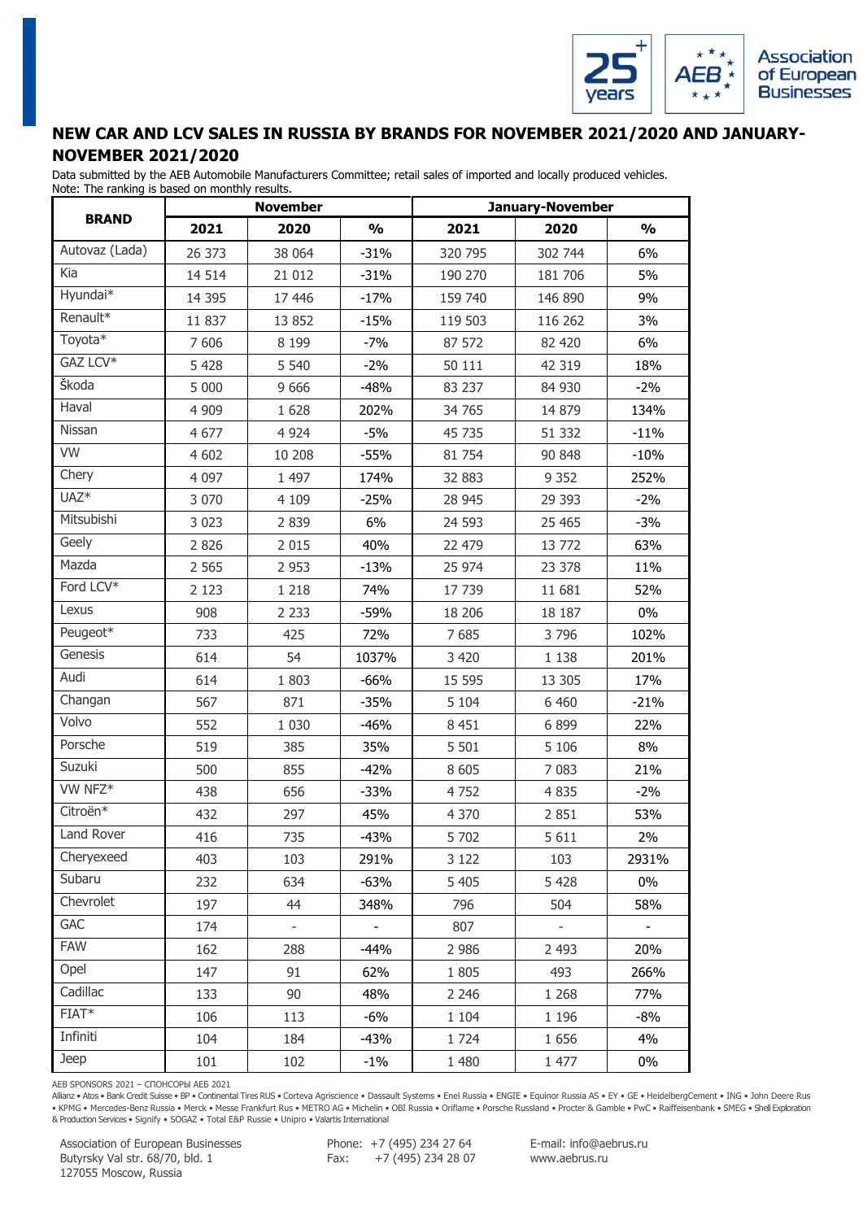## NEW CAR AND LCV SALES IN RUSSIA BY BRANDS FOR NOVEMBER 2021/2020 AND JANUARY-NOVEMBER 2021/2020

Data submitted by the AEB Automobile Manufacturers Committee; retail sales of imported and locally produced vehicles.
Note: The ranking is based on monthly results.

| BRAND | November | | | January-November | | |
|---|---|---|---|---|---|---|
| | 2021 | 2020 | % | 2021 | 2020 | % |
| Autovaz (Lada) | 26 373 | 38 064 | -31% | 320 795 | 302 744 | 6% |
| Kia | 14 514 | 21 012 | -31% | 190 270 | 181 706 | 5% |
| Hyundai* | 14 395 | 17 446 | -17% | 159 740 | 146 890 | 9% |
| Renault* | 11 837 | 13 852 | -15% | 119 503 | 116 262 | 3% |
| Toyota* | 7 606 | 8 199 | -7% | 87 572 | 82 420 | 6% |
| GAZ LCV* | 5 428 | 5 540 | -2% | 50 111 | 42 319 | 18% |
| Škoda | 5 000 | 9 666 | -48% | 83 237 | 84 930 | -2% |
| Haval | 4 909 | 1 628 | 202% | 34 765 | 14 879 | 134% |
| Nissan | 4 677 | 4 924 | -5% | 45 735 | 51 332 | -11% |
| VW | 4 602 | 10 208 | -55% | 81 754 | 90 848 | -10% |
| Chery | 4 097 | 1 497 | 174% | 32 883 | 9 352 | 252% |
| UAZ* | 3 070 | 4 109 | -25% | 28 945 | 29 393 | -2% |
| Mitsubishi | 3 023 | 2 839 | 6% | 24 593 | 25 465 | -3% |
| Geely | 2 826 | 2 015 | 40% | 22 479 | 13 772 | 63% |
| Mazda | 2 565 | 2 953 | -13% | 25 974 | 23 378 | 11% |
| Ford LCV* | 2 123 | 1 218 | 74% | 17 739 | 11 681 | 52% |
| Lexus | 908 | 2 233 | -59% | 18 206 | 18 187 | 0% |
| Peugeot* | 733 | 425 | 72% | 7 685 | 3 796 | 102% |
| Genesis | 614 | 54 | 1037% | 3 420 | 1 138 | 201% |
| Audi | 614 | 1 803 | -66% | 15 595 | 13 305 | 17% |
| Changan | 567 | 871 | -35% | 5 104 | 6 460 | -21% |
| Volvo | 552 | 1 030 | -46% | 8 451 | 6 899 | 22% |
| Porsche | 519 | 385 | 35% | 5 501 | 5 106 | 8% |
| Suzuki | 500 | 855 | -42% | 8 605 | 7 083 | 21% |
| VW NFZ* | 438 | 656 | -33% | 4 752 | 4 835 | -2% |
| Citroën* | 432 | 297 | 45% | 4 370 | 2 851 | 53% |
| Land Rover | 416 | 735 | -43% | 5 702 | 5 611 | 2% |
| Cheryexeed | 403 | 103 | 291% | 3 122 | 103 | 2931% |
| Subaru | 232 | 634 | -63% | 5 405 | 5 428 | 0% |
| Chevrolet | 197 | 44 | 348% | 796 | 504 | 58% |
| GAC | 174 | - | - | 807 | - | - |
| FAW | 162 | 288 | -44% | 2 986 | 2 493 | 20% |
| Opel | 147 | 91 | 62% | 1 805 | 493 | 266% |
| Cadillac | 133 | 90 | 48% | 2 246 | 1 268 | 77% |
| FIAT* | 106 | 113 | -6% | 1 104 | 1 196 | -8% |
| Infiniti | 104 | 184 | -43% | 1 724 | 1 656 | 4% |
| Jeep | 101 | 102 | -1% | 1 480 | 1 477 | 0% |

AEB SPONSORS 2021 – СПОНСОРЫ АЕБ 2021

Allianz • Atos • Bank Credit Suisse • BP • Continental Tires RUS • Corteva Agriscience • Dassault Systems • Enel Russia • ENGIE • Equinor Russia AS • EY • GE • HeidelbergCement • ING • John Deere Rus • KPMG • Mercedes-Benz Russia • Merck • Messe Frankfurt Rus • METRO AG • Michelin • OBI Russia • Oriflame • Porsche Russland • Procter & Gamble • PwC • Raiffeisenbank • SMEG • Shell Exploration & Production Services • Signify • SOGAZ • Total E&P Russie • Unipro • Valartis International

Association of European Businesses
Butyrsky Val str. 68/70, bld. 1
127055 Moscow, Russia

Phone: +7 (495) 234 27 64
Fax: +7 (495) 234 28 07

E-mail: info@aebrus.ru
www.aebrus.ru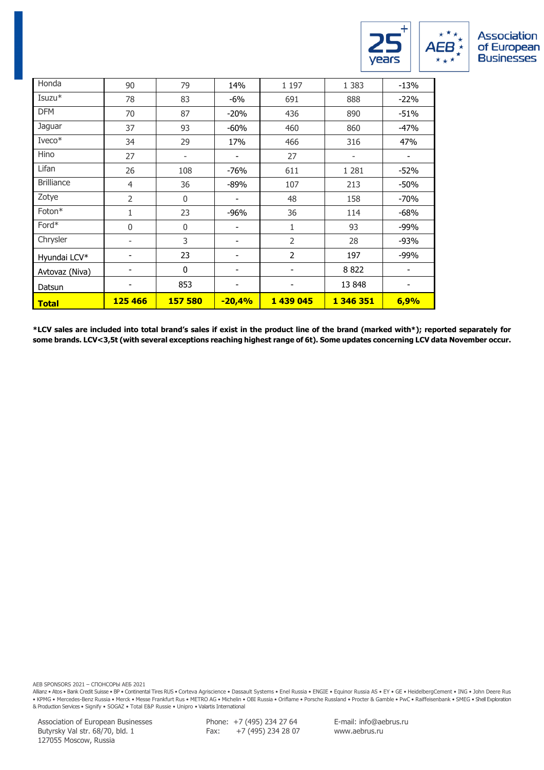| | | | | | | |
|---|---|---|---|---|---|---|
| Honda | 90 | 79 | 14% | 1 197 | 1 383 | -13% |
| Isuzu* | 78 | 83 | -6% | 691 | 888 | -22% |
| DFM | 70 | 87 | -20% | 436 | 890 | -51% |
| Jaguar | 37 | 93 | -60% | 460 | 860 | -47% |
| Iveco* | 34 | 29 | 17% | 466 | 316 | 47% |
| Hino | 27 | - | - | 27 | - | - |
| Lifan | 26 | 108 | -76% | 611 | 1 281 | -52% |
| Brilliance | 4 | 36 | -89% | 107 | 213 | -50% |
| Zotye | 2 | 0 | - | 48 | 158 | -70% |
| Foton* | 1 | 23 | -96% | 36 | 114 | -68% |
| Ford* | 0 | 0 | - | 1 | 93 | -99% |
| Chrysler | - | 3 | - | 2 | 28 | -93% |
| Hyundai LCV* | - | 23 | - | 2 | 197 | -99% |
| Avtovaz (Niva) | - | 0 | - | - | 8 822 | - |
| Datsun | - | 853 | - | - | 13 848 | - |
| **Total** | **125 466** | **157 580** | **-20,4%** | **1 439 045** | **1 346 351** | **6,9%** |

***LCV sales are included into total brand's sales if exist in the product line of the brand (marked with*); reported separately for some brands. LCV<3,5t (with several exceptions reaching highest range of 6t). Some updates concerning LCV data November occur.**

AEB SPONSORS 2021 – СПОНСОРЫ АЕБ 2021

Allianz • Atos • Bank Credit Suisse • BP • Continental Tires RUS • Corteva Agriscience • Dassault Systems • Enel Russia • ENGIE • Equinor Russia AS • EY • GE • HeidelbergCement • ING • John Deere Rus • KPMG • Mercedes-Benz Russia • Merck • Messe Frankfurt Rus • METRO AG • Michelin • OBI Russia • Oriflame • Porsche Russland • Procter & Gamble • PwC • Raiffeisenbank • SMEG • Shell Exploration & Production Services • Signify • SOGAZ • Total E&P Russie • Unipro • Valartis International

Association of European Businesses
Butyrsky Val str. 68/70, bld. 1
127055 Moscow, Russia

Phone: +7 (495) 234 27 64
Fax: +7 (495) 234 28 07

E-mail: info@aebrus.ru
www.aebrus.ru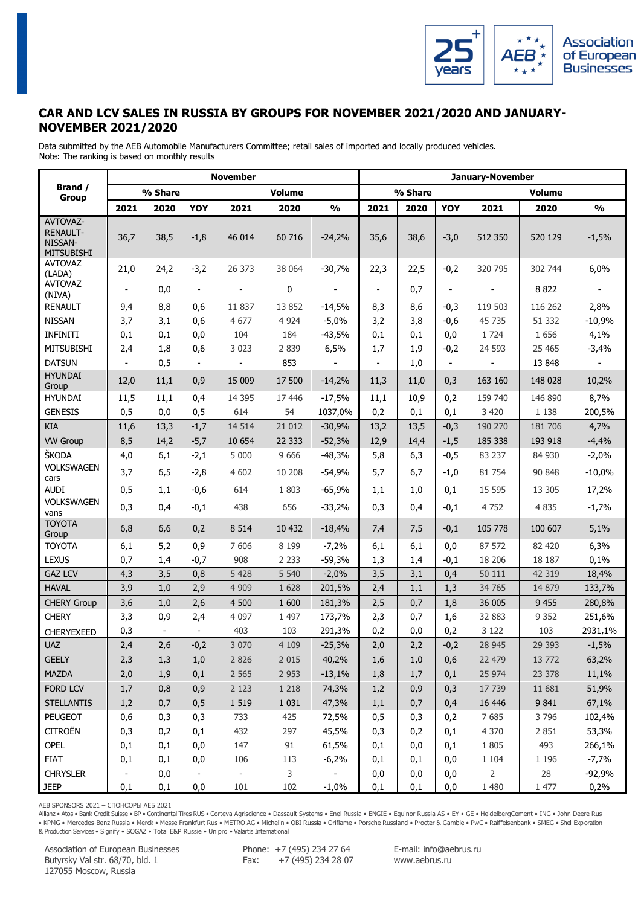# CAR AND LCV SALES IN RUSSIA BY GROUPS FOR NOVEMBER 2021/2020 AND JANUARY-NOVEMBER 2021/2020

Data submitted by the AEB Automobile Manufacturers Committee; retail sales of imported and locally produced vehicles.
Note: The ranking is based on monthly results

| Brand / Group | November | | | | | | January-November | | | | | |
|---|---|---|---|---|---|---|---|---|---|---|---|---|
| | % Share | | | Volume | | | % Share | | | Volume | | |
| | 2021 | 2020 | YOY | 2021 | 2020 | % | 2021 | 2020 | YOY | 2021 | 2020 | % |
| AVTOVAZ-RENAULT-NISSAN-MITSUBISHI | 36,7 | 38,5 | -1,8 | 46 014 | 60 716 | -24,2% | 35,6 | 38,6 | -3,0 | 512 350 | 520 129 | -1,5% |
| AVTOVAZ (LADA) | 21,0 | 24,2 | -3,2 | 26 373 | 38 064 | -30,7% | 22,3 | 22,5 | -0,2 | 320 795 | 302 744 | 6,0% |
| AVTOVAZ (NIVA) | - | 0,0 | - | - | 0 | - | - | 0,7 | - | - | 8 822 | - |
| RENAULT | 9,4 | 8,8 | 0,6 | 11 837 | 13 852 | -14,5% | 8,3 | 8,6 | -0,3 | 119 503 | 116 262 | 2,8% |
| NISSAN | 3,7 | 3,1 | 0,6 | 4 677 | 4 924 | -5,0% | 3,2 | 3,8 | -0,6 | 45 735 | 51 332 | -10,9% |
| INFINITI | 0,1 | 0,1 | 0,0 | 104 | 184 | -43,5% | 0,1 | 0,1 | 0,0 | 1 724 | 1 656 | 4,1% |
| MITSUBISHI | 2,4 | 1,8 | 0,6 | 3 023 | 2 839 | 6,5% | 1,7 | 1,9 | -0,2 | 24 593 | 25 465 | -3,4% |
| DATSUN | - | 0,5 | - | - | 853 | - | - | 1,0 | - | - | 13 848 | - |
| HYUNDAI Group | 12,0 | 11,1 | 0,9 | 15 009 | 17 500 | -14,2% | 11,3 | 11,0 | 0,3 | 163 160 | 148 028 | 10,2% |
| HYUNDAI | 11,5 | 11,1 | 0,4 | 14 395 | 17 446 | -17,5% | 11,1 | 10,9 | 0,2 | 159 740 | 146 890 | 8,7% |
| GENESIS | 0,5 | 0,0 | 0,5 | 614 | 54 | 1037,0% | 0,2 | 0,1 | 0,1 | 3 420 | 1 138 | 200,5% |
| KIA | 11,6 | 13,3 | -1,7 | 14 514 | 21 012 | -30,9% | 13,2 | 13,5 | -0,3 | 190 270 | 181 706 | 4,7% |
| VW Group | 8,5 | 14,2 | -5,7 | 10 654 | 22 333 | -52,3% | 12,9 | 14,4 | -1,5 | 185 338 | 193 918 | -4,4% |
| ŠKODA | 4,0 | 6,1 | -2,1 | 5 000 | 9 666 | -48,3% | 5,8 | 6,3 | -0,5 | 83 237 | 84 930 | -2,0% |
| VOLKSWAGEN cars | 3,7 | 6,5 | -2,8 | 4 602 | 10 208 | -54,9% | 5,7 | 6,7 | -1,0 | 81 754 | 90 848 | -10,0% |
| AUDI | 0,5 | 1,1 | -0,6 | 614 | 1 803 | -65,9% | 1,1 | 1,0 | 0,1 | 15 595 | 13 305 | 17,2% |
| VOLKSWAGEN vans | 0,3 | 0,4 | -0,1 | 438 | 656 | -33,2% | 0,3 | 0,4 | -0,1 | 4 752 | 4 835 | -1,7% |
| TOYOTA Group | 6,8 | 6,6 | 0,2 | 8 514 | 10 432 | -18,4% | 7,4 | 7,5 | -0,1 | 105 778 | 100 607 | 5,1% |
| TOYOTA | 6,1 | 5,2 | 0,9 | 7 606 | 8 199 | -7,2% | 6,1 | 6,1 | 0,0 | 87 572 | 82 420 | 6,3% |
| LEXUS | 0,7 | 1,4 | -0,7 | 908 | 2 233 | -59,3% | 1,3 | 1,4 | -0,1 | 18 206 | 18 187 | 0,1% |
| GAZ LCV | 4,3 | 3,5 | 0,8 | 5 428 | 5 540 | -2,0% | 3,5 | 3,1 | 0,4 | 50 111 | 42 319 | 18,4% |
| HAVAL | 3,9 | 1,0 | 2,9 | 4 909 | 1 628 | 201,5% | 2,4 | 1,1 | 1,3 | 34 765 | 14 879 | 133,7% |
| CHERY Group | 3,6 | 1,0 | 2,6 | 4 500 | 1 600 | 181,3% | 2,5 | 0,7 | 1,8 | 36 005 | 9 455 | 280,8% |
| CHERY | 3,3 | 0,9 | 2,4 | 4 097 | 1 497 | 173,7% | 2,3 | 0,7 | 1,6 | 32 883 | 9 352 | 251,6% |
| CHERYEXEED | 0,3 | - | - | 403 | 103 | 291,3% | 0,2 | 0,0 | 0,2 | 3 122 | 103 | 2931,1% |
| UAZ | 2,4 | 2,6 | -0,2 | 3 070 | 4 109 | -25,3% | 2,0 | 2,2 | -0,2 | 28 945 | 29 393 | -1,5% |
| GEELY | 2,3 | 1,3 | 1,0 | 2 826 | 2 015 | 40,2% | 1,6 | 1,0 | 0,6 | 22 479 | 13 772 | 63,2% |
| MAZDA | 2,0 | 1,9 | 0,1 | 2 565 | 2 953 | -13,1% | 1,8 | 1,7 | 0,1 | 25 974 | 23 378 | 11,1% |
| FORD LCV | 1,7 | 0,8 | 0,9 | 2 123 | 1 218 | 74,3% | 1,2 | 0,9 | 0,3 | 17 739 | 11 681 | 51,9% |
| STELLANTIS | 1,2 | 0,7 | 0,5 | 1 519 | 1 031 | 47,3% | 1,1 | 0,7 | 0,4 | 16 446 | 9 841 | 67,1% |
| PEUGEOT | 0,6 | 0,3 | 0,3 | 733 | 425 | 72,5% | 0,5 | 0,3 | 0,2 | 7 685 | 3 796 | 102,4% |
| CITROËN | 0,3 | 0,2 | 0,1 | 432 | 297 | 45,5% | 0,3 | 0,2 | 0,1 | 4 370 | 2 851 | 53,3% |
| OPEL | 0,1 | 0,1 | 0,0 | 147 | 91 | 61,5% | 0,1 | 0,0 | 0,1 | 1 805 | 493 | 266,1% |
| FIAT | 0,1 | 0,1 | 0,0 | 106 | 113 | -6,2% | 0,1 | 0,1 | 0,0 | 1 104 | 1 196 | -7,7% |
| CHRYSLER | - | 0,0 | - | - | 3 | - | 0,0 | 0,0 | 0,0 | 2 | 28 | -92,9% |
| JEEP | 0,1 | 0,1 | 0,0 | 101 | 102 | -1,0% | 0,1 | 0,1 | 0,0 | 1 480 | 1 477 | 0,2% |

AEB SPONSORS 2021 – СПОНСОРЫ АЕБ 2021

Allianz • Atos • Bank Credit Suisse • BP • Continental Tires RUS • Corteva Agriscience • Dassault Systems • Enel Russia • ENGIE • Equinor Russia AS • EY • GE • HeidelbergCement • ING • John Deere Rus • KPMG • Mercedes-Benz Russia • Merck • Messe Frankfurt Rus • METRO AG • Michelin • OBI Russia • Oriflame • Porsche Russland • Procter & Gamble • PwC • Raiffeisenbank • SMEG • Shell Exploration & Production Services • Signify • SOGAZ • Total E&P Russie • Unipro • Valartis International

Association of European Businesses
Butyrsky Val str. 68/70, bld. 1
127055 Moscow, Russia

Phone: +7 (495) 234 27 64
Fax: +7 (495) 234 28 07

E-mail: info@aebrus.ru
www.aebrus.ru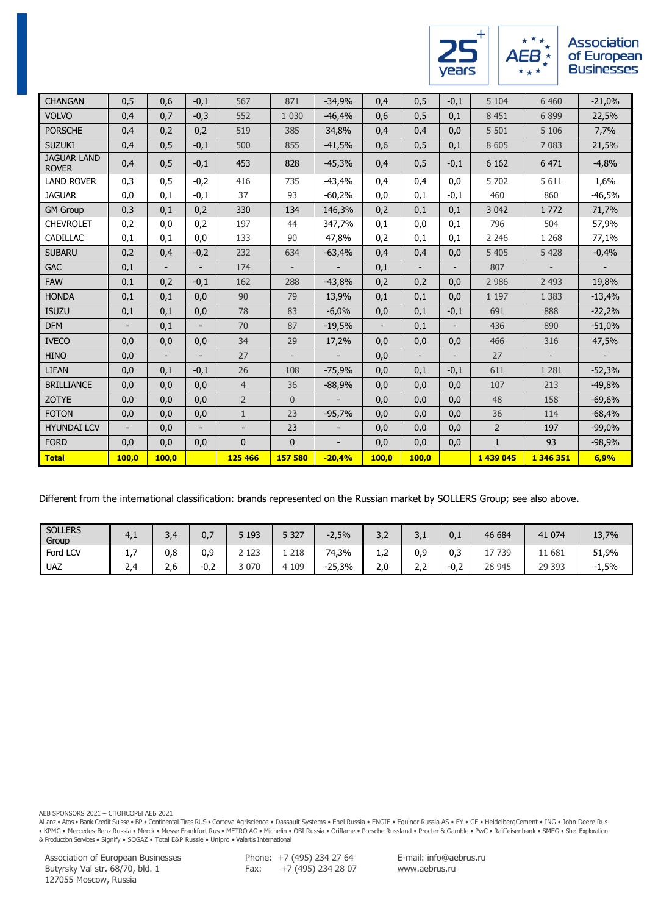| | | | | | | | | | | | | |
|---|---|---|---|---|---|---|---|---|---|---|---|---|
| CHANGAN | 0,5 | 0,6 | -0,1 | 567 | 871 | -34,9% | 0,4 | 0,5 | -0,1 | 5 104 | 6 460 | -21,0% |
| VOLVO | 0,4 | 0,7 | -0,3 | 552 | 1 030 | -46,4% | 0,6 | 0,5 | 0,1 | 8 451 | 6 899 | 22,5% |
| PORSCHE | 0,4 | 0,2 | 0,2 | 519 | 385 | 34,8% | 0,4 | 0,4 | 0,0 | 5 501 | 5 106 | 7,7% |
| SUZUKI | 0,4 | 0,5 | -0,1 | 500 | 855 | -41,5% | 0,6 | 0,5 | 0,1 | 8 605 | 7 083 | 21,5% |
| JAGUAR LAND ROVER | 0,4 | 0,5 | -0,1 | 453 | 828 | -45,3% | 0,4 | 0,5 | -0,1 | 6 162 | 6 471 | -4,8% |
| LAND ROVER | 0,3 | 0,5 | -0,2 | 416 | 735 | -43,4% | 0,4 | 0,4 | 0,0 | 5 702 | 5 611 | 1,6% |
| JAGUAR | 0,0 | 0,1 | -0,1 | 37 | 93 | -60,2% | 0,0 | 0,1 | -0,1 | 460 | 860 | -46,5% |
| GM Group | 0,3 | 0,1 | 0,2 | 330 | 134 | 146,3% | 0,2 | 0,1 | 0,1 | 3 042 | 1 772 | 71,7% |
| CHEVROLET | 0,2 | 0,0 | 0,2 | 197 | 44 | 347,7% | 0,1 | 0,0 | 0,1 | 796 | 504 | 57,9% |
| CADILLAC | 0,1 | 0,1 | 0,0 | 133 | 90 | 47,8% | 0,2 | 0,1 | 0,1 | 2 246 | 1 268 | 77,1% |
| SUBARU | 0,2 | 0,4 | -0,2 | 232 | 634 | -63,4% | 0,4 | 0,4 | 0,0 | 5 405 | 5 428 | -0,4% |
| GAC | 0,1 | - | - | 174 | - | - | 0,1 | - | - | 807 | - | - |
| FAW | 0,1 | 0,2 | -0,1 | 162 | 288 | -43,8% | 0,2 | 0,2 | 0,0 | 2 986 | 2 493 | 19,8% |
| HONDA | 0,1 | 0,1 | 0,0 | 90 | 79 | 13,9% | 0,1 | 0,1 | 0,0 | 1 197 | 1 383 | -13,4% |
| ISUZU | 0,1 | 0,1 | 0,0 | 78 | 83 | -6,0% | 0,0 | 0,1 | -0,1 | 691 | 888 | -22,2% |
| DFM | - | 0,1 | - | 70 | 87 | -19,5% | - | 0,1 | - | 436 | 890 | -51,0% |
| IVECO | 0,0 | 0,0 | 0,0 | 34 | 29 | 17,2% | 0,0 | 0,0 | 0,0 | 466 | 316 | 47,5% |
| HINO | 0,0 | - | - | 27 | - | - | 0,0 | - | - | 27 | - | - |
| LIFAN | 0,0 | 0,1 | -0,1 | 26 | 108 | -75,9% | 0,0 | 0,1 | -0,1 | 611 | 1 281 | -52,3% |
| BRILLIANCE | 0,0 | 0,0 | 0,0 | 4 | 36 | -88,9% | 0,0 | 0,0 | 0,0 | 107 | 213 | -49,8% |
| ZOTYE | 0,0 | 0,0 | 0,0 | 2 | 0 | - | 0,0 | 0,0 | 0,0 | 48 | 158 | -69,6% |
| FOTON | 0,0 | 0,0 | 0,0 | 1 | 23 | -95,7% | 0,0 | 0,0 | 0,0 | 36 | 114 | -68,4% |
| HYUNDAI LCV | - | 0,0 | - | - | 23 | - | 0,0 | 0,0 | 0,0 | 2 | 197 | -99,0% |
| FORD | 0,0 | 0,0 | 0,0 | 0 | 0 | - | 0,0 | 0,0 | 0,0 | 1 | 93 | -98,9% |
| **Total** | **100,0** | **100,0** | | **125 466** | **157 580** | **-20,4%** | **100,0** | **100,0** | | **1 439 045** | **1 346 351** | **6,9%** |

Different from the international classification: brands represented on the Russian market by SOLLERS Group; see also above.

| | | | | | | | | | | | | |
|---|---|---|---|---|---|---|---|---|---|---|---|---|
| SOLLERS Group | 4,1 | 3,4 | 0,7 | 5 193 | 5 327 | -2,5% | 3,2 | 3,1 | 0,1 | 46 684 | 41 074 | 13,7% |
| Ford LCV | 1,7 | 0,8 | 0,9 | 2 123 | 1 218 | 74,3% | 1,2 | 0,9 | 0,3 | 17 739 | 11 681 | 51,9% |
| UAZ | 2,4 | 2,6 | -0,2 | 3 070 | 4 109 | -25,3% | 2,0 | 2,2 | -0,2 | 28 945 | 29 393 | -1,5% |

AEB SPONSORS 2021 – СПОНСОРЫ АЕБ 2021

Allianz • Atos • Bank Credit Suisse • BP • Continental Tires RUS • Corteva Agriscience • Dassault Systems • Enel Russia • ENGIE • Equinor Russia AS • EY • GE • HeidelbergCement • ING • John Deere Rus • KPMG • Mercedes-Benz Russia • Merck • Messe Frankfurt Rus • METRO AG • Michelin • OBI Russia • Oriflame • Porsche Russland • Procter & Gamble • PwC • Raiffeisenbank • SMEG • Shell Exploration & Production Services • Signify • SOGAZ • Total E&P Russie • Unipro • Valartis International

Association of European Businesses
Butyrsky Val str. 68/70, bld. 1
127055 Moscow, Russia

Phone: +7 (495) 234 27 64
Fax: +7 (495) 234 28 07

E-mail: info@aebrus.ru
www.aebrus.ru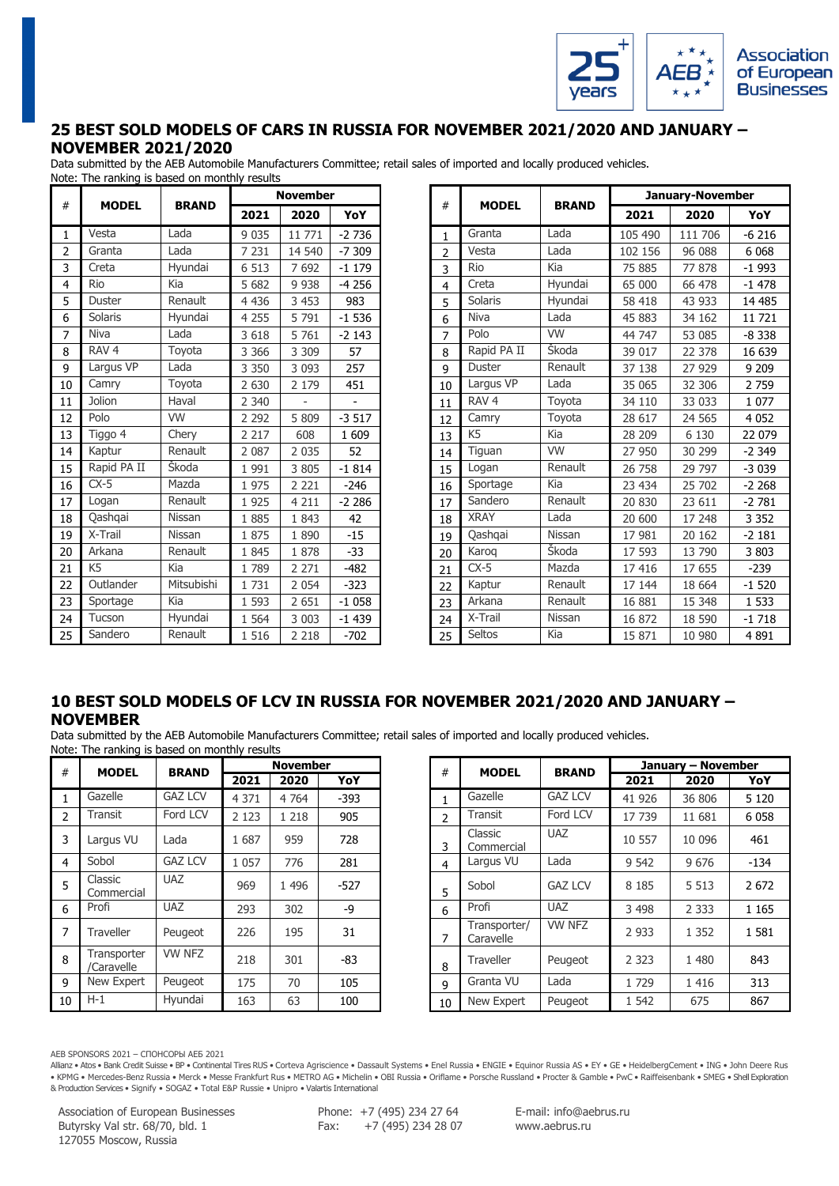## 25 BEST SOLD MODELS OF CARS IN RUSSIA FOR NOVEMBER 2021/2020 AND JANUARY – NOVEMBER 2021/2020

Data submitted by the AEB Automobile Manufacturers Committee; retail sales of imported and locally produced vehicles.
Note: The ranking is based on monthly results

| # | MODEL | BRAND | November | | |
|---|---|---|---|---|---|
| | | | 2021 | 2020 | YoY |
| 1 | Vesta | Lada | 9 035 | 11 771 | -2 736 |
| 2 | Granta | Lada | 7 231 | 14 540 | -7 309 |
| 3 | Creta | Hyundai | 6 513 | 7 692 | -1 179 |
| 4 | Rio | Kia | 5 682 | 9 938 | -4 256 |
| 5 | Duster | Renault | 4 436 | 3 453 | 983 |
| 6 | Solaris | Hyundai | 4 255 | 5 791 | -1 536 |
| 7 | Niva | Lada | 3 618 | 5 761 | -2 143 |
| 8 | RAV 4 | Toyota | 3 366 | 3 309 | 57 |
| 9 | Largus VP | Lada | 3 350 | 3 093 | 257 |
| 10 | Camry | Toyota | 2 630 | 2 179 | 451 |
| 11 | Jolion | Haval | 2 340 | - | - |
| 12 | Polo | VW | 2 292 | 5 809 | -3 517 |
| 13 | Tiggo 4 | Chery | 2 217 | 608 | 1 609 |
| 14 | Kaptur | Renault | 2 087 | 2 035 | 52 |
| 15 | Rapid PA II | Škoda | 1 991 | 3 805 | -1 814 |
| 16 | CX-5 | Mazda | 1 975 | 2 221 | -246 |
| 17 | Logan | Renault | 1 925 | 4 211 | -2 286 |
| 18 | Qashqai | Nissan | 1 885 | 1 843 | 42 |
| 19 | X-Trail | Nissan | 1 875 | 1 890 | -15 |
| 20 | Arkana | Renault | 1 845 | 1 878 | -33 |
| 21 | K5 | Kia | 1 789 | 2 271 | -482 |
| 22 | Outlander | Mitsubishi | 1 731 | 2 054 | -323 |
| 23 | Sportage | Kia | 1 593 | 2 651 | -1 058 |
| 24 | Tucson | Hyundai | 1 564 | 3 003 | -1 439 |
| 25 | Sandero | Renault | 1 516 | 2 218 | -702 |

| # | MODEL | BRAND | January-November | | |
|---|---|---|---|---|---|
| | | | 2021 | 2020 | YoY |
| 1 | Granta | Lada | 105 490 | 111 706 | -6 216 |
| 2 | Vesta | Lada | 102 156 | 96 088 | 6 068 |
| 3 | Rio | Kia | 75 885 | 77 878 | -1 993 |
| 4 | Creta | Hyundai | 65 000 | 66 478 | -1 478 |
| 5 | Solaris | Hyundai | 58 418 | 43 933 | 14 485 |
| 6 | Niva | Lada | 45 883 | 34 162 | 11 721 |
| 7 | Polo | VW | 44 747 | 53 085 | -8 338 |
| 8 | Rapid PA II | Škoda | 39 017 | 22 378 | 16 639 |
| 9 | Duster | Renault | 37 138 | 27 929 | 9 209 |
| 10 | Largus VP | Lada | 35 065 | 32 306 | 2 759 |
| 11 | RAV 4 | Toyota | 34 110 | 33 033 | 1 077 |
| 12 | Camry | Toyota | 28 617 | 24 565 | 4 052 |
| 13 | K5 | Kia | 28 209 | 6 130 | 22 079 |
| 14 | Tiguan | VW | 27 950 | 30 299 | -2 349 |
| 15 | Logan | Renault | 26 758 | 29 797 | -3 039 |
| 16 | Sportage | Kia | 23 434 | 25 702 | -2 268 |
| 17 | Sandero | Renault | 20 830 | 23 611 | -2 781 |
| 18 | XRAY | Lada | 20 600 | 17 248 | 3 352 |
| 19 | Qashqai | Nissan | 17 981 | 20 162 | -2 181 |
| 20 | Karoq | Škoda | 17 593 | 13 790 | 3 803 |
| 21 | CX-5 | Mazda | 17 416 | 17 655 | -239 |
| 22 | Kaptur | Renault | 17 144 | 18 664 | -1 520 |
| 23 | Arkana | Renault | 16 881 | 15 348 | 1 533 |
| 24 | X-Trail | Nissan | 16 872 | 18 590 | -1 718 |
| 25 | Seltos | Kia | 15 871 | 10 980 | 4 891 |

## 10 BEST SOLD MODELS OF LCV IN RUSSIA FOR NOVEMBER 2021/2020 AND JANUARY – NOVEMBER

Data submitted by the AEB Automobile Manufacturers Committee; retail sales of imported and locally produced vehicles.
Note: The ranking is based on monthly results

| # | MODEL | BRAND | November | | |
|---|---|---|---|---|---|
| | | | 2021 | 2020 | YoY |
| 1 | Gazelle | GAZ LCV | 4 371 | 4 764 | -393 |
| 2 | Transit | Ford LCV | 2 123 | 1 218 | 905 |
| 3 | Largus VU | Lada | 1 687 | 959 | 728 |
| 4 | Sobol | GAZ LCV | 1 057 | 776 | 281 |
| 5 | Classic Commercial | UAZ | 969 | 1 496 | -527 |
| 6 | Profi | UAZ | 293 | 302 | -9 |
| 7 | Traveller | Peugeot | 226 | 195 | 31 |
| 8 | Transporter /Caravelle | VW NFZ | 218 | 301 | -83 |
| 9 | New Expert | Peugeot | 175 | 70 | 105 |
| 10 | H-1 | Hyundai | 163 | 63 | 100 |

| # | MODEL | BRAND | January – November | | |
|---|---|---|---|---|---|
| | | | 2021 | 2020 | YoY |
| 1 | Gazelle | GAZ LCV | 41 926 | 36 806 | 5 120 |
| 2 | Transit | Ford LCV | 17 739 | 11 681 | 6 058 |
| 3 | Classic Commercial | UAZ | 10 557 | 10 096 | 461 |
| 4 | Largus VU | Lada | 9 542 | 9 676 | -134 |
| 5 | Sobol | GAZ LCV | 8 185 | 5 513 | 2 672 |
| 6 | Profi | UAZ | 3 498 | 2 333 | 1 165 |
| 7 | Transporter/ Caravelle | VW NFZ | 2 933 | 1 352 | 1 581 |
| 8 | Traveller | Peugeot | 2 323 | 1 480 | 843 |
| 9 | Granta VU | Lada | 1 729 | 1 416 | 313 |
| 10 | New Expert | Peugeot | 1 542 | 675 | 867 |

AEB SPONSORS 2021 – СПОНСОРЫ АЕБ 2021

Allianz • Atos • Bank Credit Suisse • BP • Continental Tires RUS • Corteva Agriscience • Dassault Systems • Enel Russia • ENGIE • Equinor Russia AS • EY • GE • HeidelbergCement • ING • John Deere Rus • KPMG • Mercedes-Benz Russia • Merck • Messe Frankfurt Rus • METRO AG • Michelin • OBI Russia • Oriflame • Porsche Russland • Procter & Gamble • PwC • Raiffeisenbank • SMEG • Shell Exploration & Production Services • Signify • SOGAZ • Total E&P Russie • Unipro • Valartis International

Association of European Businesses
Butyrsky Val str. 68/70, bld. 1
127055 Moscow, Russia

Phone: +7 (495) 234 27 64
Fax: +7 (495) 234 28 07

E-mail: info@aebrus.ru
www.aebrus.ru